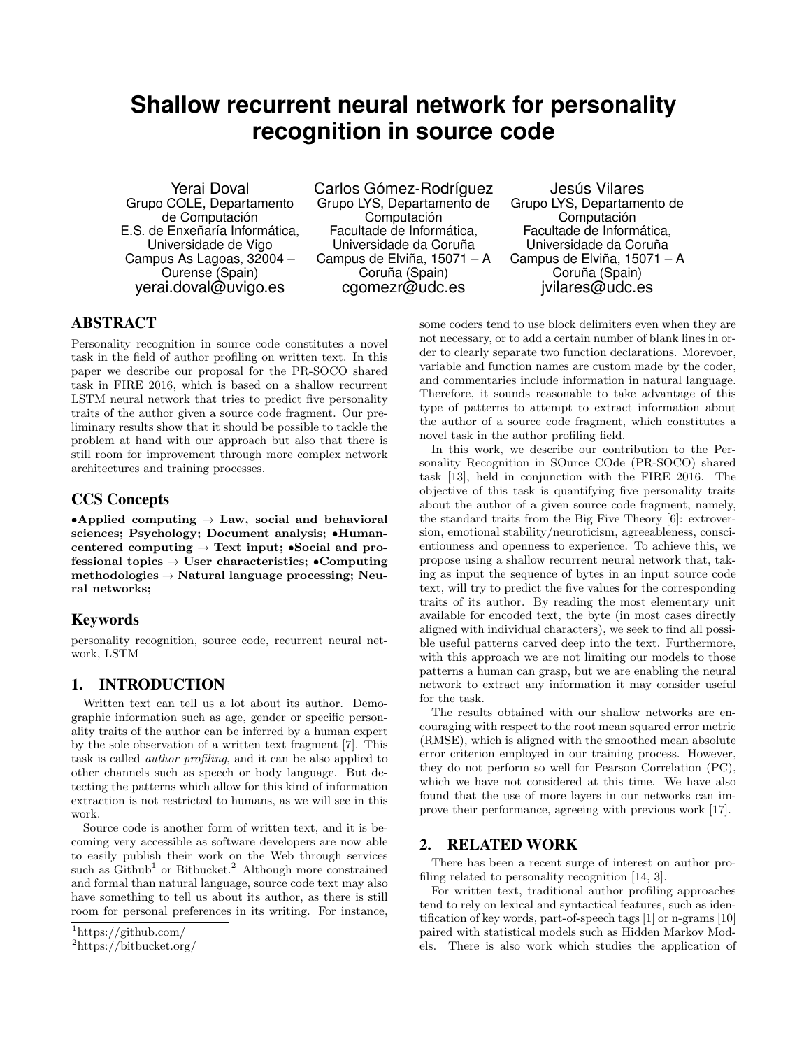# Shallow recurrent neural network for personality recognition in source code

Yerai Doval
Grupo COLE, Departamento de Computación
E.S. de Enxeñaría Informática, Universidade de Vigo
Campus As Lagoas, 32004 – Ourense (Spain)
yerai.doval@uvigo.es

Carlos Gómez-Rodríguez
Grupo LYS, Departamento de Computación
Facultade de Informática, Universidade da Coruña
Campus de Elviña, 15071 – A Coruña (Spain)
cgomezr@udc.es

Jesús Vilares
Grupo LYS, Departamento de Computación
Facultade de Informática, Universidade da Coruña
Campus de Elviña, 15071 – A Coruña (Spain)
jvilares@udc.es

## ABSTRACT

Personality recognition in source code constitutes a novel task in the field of author profiling on written text. In this paper we describe our proposal for the PR-SOCO shared task in FIRE 2016, which is based on a shallow recurrent LSTM neural network that tries to predict five personality traits of the author given a source code fragment. Our preliminary results show that it should be possible to tackle the problem at hand with our approach but also that there is still room for improvement through more complex network architectures and training processes.

## CCS Concepts

**•Applied computing → Law, social and behavioral sciences; Psychology; Document analysis; •Human-centered computing → Text input; •Social and professional topics → User characteristics; •Computing methodologies → Natural language processing; Neural networks;**

## Keywords

personality recognition, source code, recurrent neural network, LSTM

## 1. INTRODUCTION

Written text can tell us a lot about its author. Demographic information such as age, gender or specific personality traits of the author can be inferred by a human expert by the sole observation of a written text fragment [7]. This task is called *author profiling*, and it can be also applied to other channels such as speech or body language. But detecting the patterns which allow for this kind of information extraction is not restricted to humans, as we will see in this work.

Source code is another form of written text, and it is becoming very accessible as software developers are now able to easily publish their work on the Web through services such as Github[1] or Bitbucket.[2] Although more constrained and formal than natural language, source code text may also have something to tell us about its author, as there is still room for personal preferences in its writing. For instance, some coders tend to use block delimiters even when they are not necessary, or to add a certain number of blank lines in order to clearly separate two function declarations. Morevoer, variable and function names are custom made by the coder, and commentaries include information in natural language. Therefore, it sounds reasonable to take advantage of this type of patterns to attempt to extract information about the author of a source code fragment, which constitutes a novel task in the author profiling field.

In this work, we describe our contribution to the Personality Recognition in SOurce COde (PR-SOCO) shared task [13], held in conjunction with the FIRE 2016. The objective of this task is quantifying five personality traits about the author of a given source code fragment, namely, the standard traits from the Big Five Theory [6]: extroversion, emotional stability/neuroticism, agreeableness, conscientiouness and openness to experience. To achieve this, we propose using a shallow recurrent neural network that, taking as input the sequence of bytes in an input source code text, will try to predict the five values for the corresponding traits of its author. By reading the most elementary unit available for encoded text, the byte (in most cases directly aligned with individual characters), we seek to find all possible useful patterns carved deep into the text. Furthermore, with this approach we are not limiting our models to those patterns a human can grasp, but we are enabling the neural network to extract any information it may consider useful for the task.

The results obtained with our shallow networks are encouraging with respect to the root mean squared error metric (RMSE), which is aligned with the smoothed mean absolute error criterion employed in our training process. However, they do not perform so well for Pearson Correlation (PC), which we have not considered at this time. We have also found that the use of more layers in our networks can improve their performance, agreeing with previous work [17].

## 2. RELATED WORK

There has been a recent surge of interest on author profiling related to personality recognition [14, 3].

For written text, traditional author profiling approaches tend to rely on lexical and syntactical features, such as identification of key words, part-of-speech tags [1] or n-grams [10] paired with statistical models such as Hidden Markov Models. There is also work which studies the application of

[1] https://github.com/

[2] https://bitbucket.org/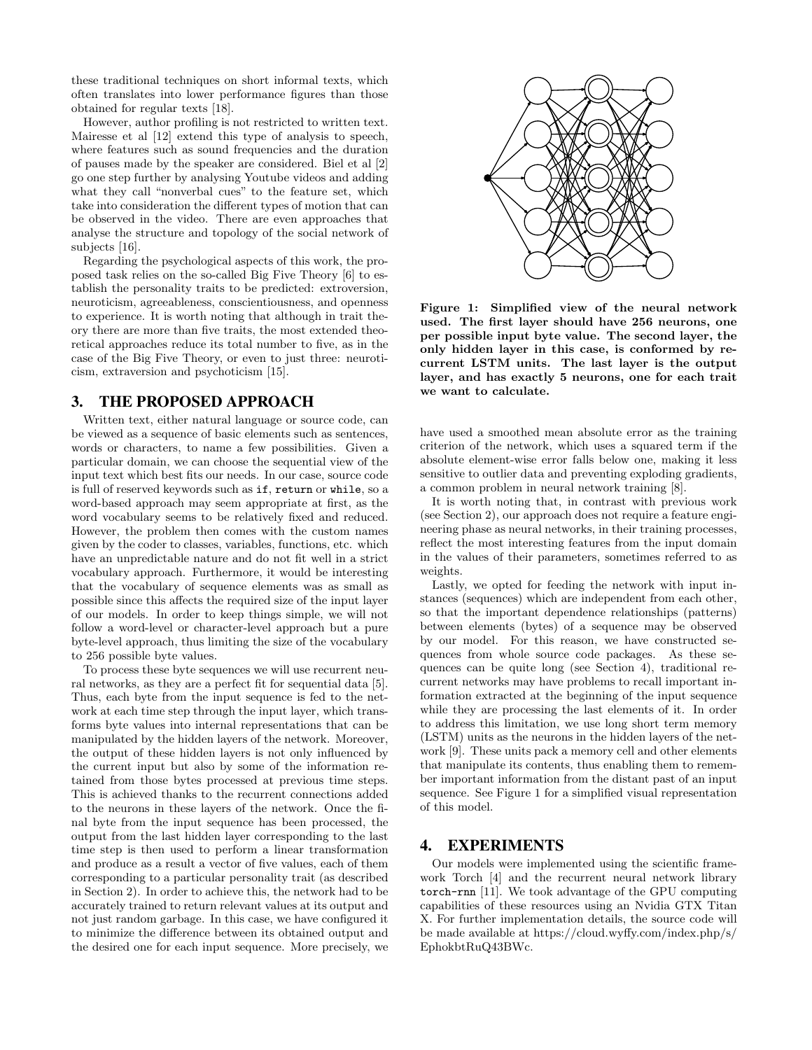these traditional techniques on short informal texts, which often translates into lower performance figures than those obtained for regular texts [18].

However, author profiling is not restricted to written text. Mairesse et al [12] extend this type of analysis to speech, where features such as sound frequencies and the duration of pauses made by the speaker are considered. Biel et al [2] go one step further by analysing Youtube videos and adding what they call "nonverbal cues" to the feature set, which take into consideration the different types of motion that can be observed in the video. There are even approaches that analyse the structure and topology of the social network of subjects [16].

Regarding the psychological aspects of this work, the proposed task relies on the so-called Big Five Theory [6] to establish the personality traits to be predicted: extroversion, neuroticism, agreeableness, conscientiousness, and openness to experience. It is worth noting that although in trait theory there are more than five traits, the most extended theoretical approaches reduce its total number to five, as in the case of the Big Five Theory, or even to just three: neuroticism, extraversion and psychoticism [15].

## 3. THE PROPOSED APPROACH

Written text, either natural language or source code, can be viewed as a sequence of basic elements such as sentences, words or characters, to name a few possibilities. Given a particular domain, we can choose the sequential view of the input text which best fits our needs. In our case, source code is full of reserved keywords such as `if`, `return` or `while`, so a word-based approach may seem appropriate at first, as the word vocabulary seems to be relatively fixed and reduced. However, the problem then comes with the custom names given by the coder to classes, variables, functions, etc. which have an unpredictable nature and do not fit well in a strict vocabulary approach. Furthermore, it would be interesting that the vocabulary of sequence elements was as small as possible since this affects the required size of the input layer of our models. In order to keep things simple, we will not follow a word-level or character-level approach but a pure byte-level approach, thus limiting the size of the vocabulary to 256 possible byte values.

To process these byte sequences we will use recurrent neural networks, as they are a perfect fit for sequential data [5]. Thus, each byte from the input sequence is fed to the network at each time step through the input layer, which transforms byte values into internal representations that can be manipulated by the hidden layers of the network. Moreover, the output of these hidden layers is not only influenced by the current input but also by some of the information retained from those bytes processed at previous time steps. This is achieved thanks to the recurrent connections added to the neurons in these layers of the network. Once the final byte from the input sequence has been processed, the output from the last hidden layer corresponding to the last time step is then used to perform a linear transformation and produce as a result a vector of five values, each of them corresponding to a particular personality trait (as described in Section 2). In order to achieve this, the network had to be accurately trained to return relevant values at its output and not just random garbage. In this case, we have configured it to minimize the difference between its obtained output and the desired one for each input sequence. More precisely, we have used a smoothed mean absolute error as the training criterion of the network, which uses a squared term if the absolute element-wise error falls below one, making it less sensitive to outlier data and preventing exploding gradients, a common problem in neural network training [8].

**Figure 1: Simplified view of the neural network used. The first layer should have 256 neurons, one per possible input byte value. The second layer, the only hidden layer in this case, is conformed by recurrent LSTM units. The last layer is the output layer, and has exactly 5 neurons, one for each trait we want to calculate.**

It is worth noting that, in contrast with previous work (see Section 2), our approach does not require a feature engineering phase as neural networks, in their training processes, reflect the most interesting features from the input domain in the values of their parameters, sometimes referred to as weights.

Lastly, we opted for feeding the network with input instances (sequences) which are independent from each other, so that the important dependence relationships (patterns) between elements (bytes) of a sequence may be observed by our model. For this reason, we have constructed sequences from whole source code packages. As these sequences can be quite long (see Section 4), traditional recurrent networks may have problems to recall important information extracted at the beginning of the input sequence while they are processing the last elements of it. In order to address this limitation, we use long short term memory (LSTM) units as the neurons in the hidden layers of the network [9]. These units pack a memory cell and other elements that manipulate its contents, thus enabling them to remember important information from the distant past of an input sequence. See Figure 1 for a simplified visual representation of this model.

## 4. EXPERIMENTS

Our models were implemented using the scientific framework Torch [4] and the recurrent neural network library `torch-rnn` [11]. We took advantage of the GPU computing capabilities of these resources using an Nvidia GTX Titan X. For further implementation details, the source code will be made available at https://cloud.wyffy.com/index.php/s/EphokbtRuQ43BWc.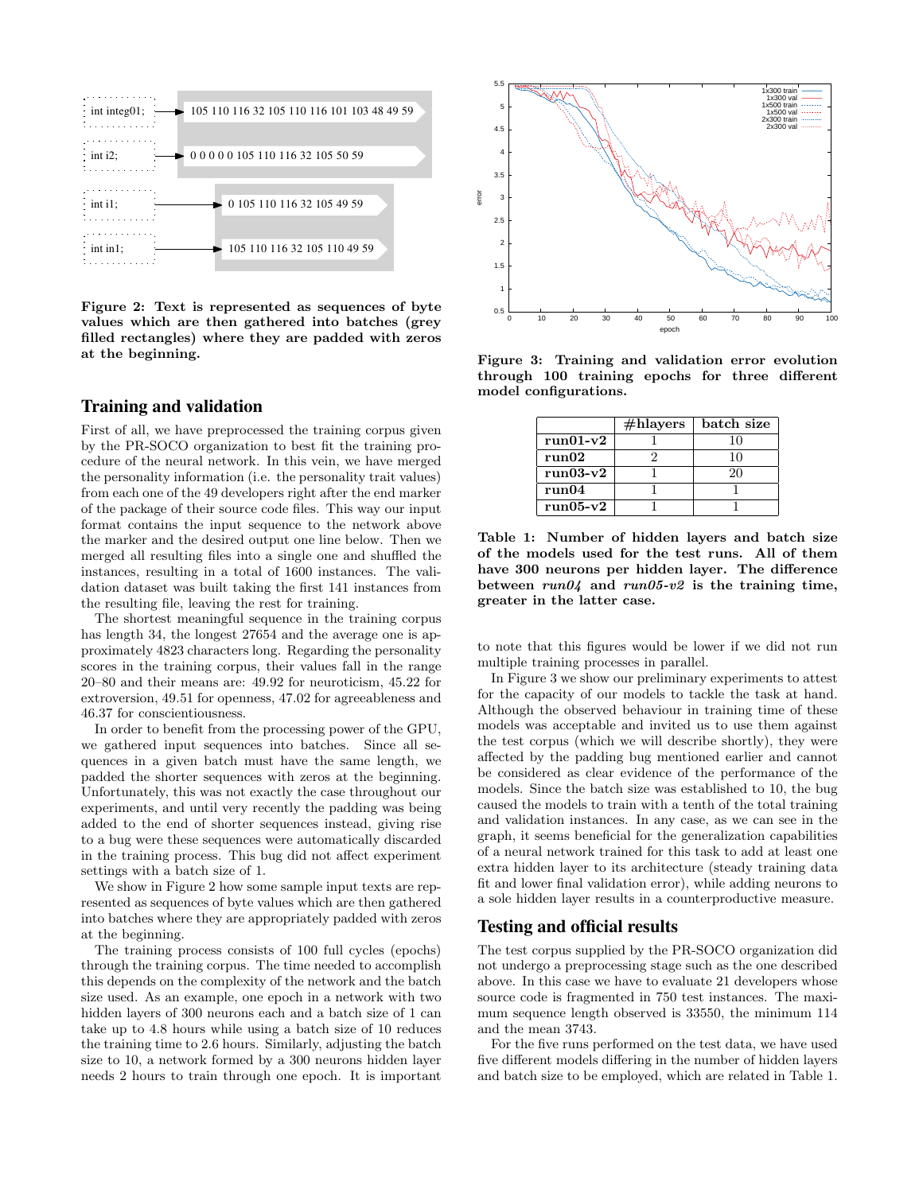Figure 2: Text is represented as sequences of byte values which are then gathered into batches (grey filled rectangles) where they are padded with zeros at the beginning.

## Training and validation

First of all, we have preprocessed the training corpus given by the PR-SOCO organization to best fit the training procedure of the neural network. In this vein, we have merged the personality information (i.e. the personality trait values) from each one of the 49 developers right after the end marker of the package of their source code files. This way our input format contains the input sequence to the network above the marker and the desired output one line below. Then we merged all resulting files into a single one and shuffled the instances, resulting in a total of 1600 instances. The validation dataset was built taking the first 141 instances from the resulting file, leaving the rest for training.

The shortest meaningful sequence in the training corpus has length 34, the longest 27654 and the average one is approximately 4823 characters long. Regarding the personality scores in the training corpus, their values fall in the range 20–80 and their means are: 49.92 for neuroticism, 45.22 for extroversion, 49.51 for openness, 47.02 for agreeableness and 46.37 for conscientiousness.

In order to benefit from the processing power of the GPU, we gathered input sequences into batches. Since all sequences in a given batch must have the same length, we padded the shorter sequences with zeros at the beginning. Unfortunately, this was not exactly the case throughout our experiments, and until very recently the padding was being added to the end of shorter sequences instead, giving rise to a bug were these sequences were automatically discarded in the training process. This bug did not affect experiment settings with a batch size of 1.

We show in Figure 2 how some sample input texts are represented as sequences of byte values which are then gathered into batches where they are appropriately padded with zeros at the beginning.

The training process consists of 100 full cycles (epochs) through the training corpus. The time needed to accomplish this depends on the complexity of the network and the batch size used. As an example, one epoch in a network with two hidden layers of 300 neurons each and a batch size of 1 can take up to 4.8 hours while using a batch size of 10 reduces the training time to 2.6 hours. Similarly, adjusting the batch size to 10, a network formed by a 300 neurons hidden layer needs 2 hours to train through one epoch. It is important to note that this figures would be lower if we did not run multiple training processes in parallel.

In Figure 3 we show our preliminary experiments to attest for the capacity of our models to tackle the task at hand. Although the observed behaviour in training time of these models was acceptable and invited us to use them against the test corpus (which we will describe shortly), they were affected by the padding bug mentioned earlier and cannot be considered as clear evidence of the performance of the models. Since the batch size was established to 10, the bug caused the models to train with a tenth of the total training and validation instances. In any case, as we can see in the graph, it seems beneficial for the generalization capabilities of a neural network trained for this task to add at least one extra hidden layer to its architecture (steady training data fit and lower final validation error), while adding neurons to a sole hidden layer results in a counterproductive measure.

Figure 3: Training and validation error evolution through 100 training epochs for three different model configurations.

| | #hlayers | batch size |
|---|---|---|
| **run01-v2** | 1 | 10 |
| **run02** | 2 | 10 |
| **run03-v2** | 1 | 20 |
| **run04** | 1 | 1 |
| **run05-v2** | 1 | 1 |

Table 1: Number of hidden layers and batch size of the models used for the test runs. All of them have 300 neurons per hidden layer. The difference between *run04* and *run05-v2* is the training time, greater in the latter case.

## Testing and official results

The test corpus supplied by the PR-SOCO organization did not undergo a preprocessing stage such as the one described above. In this case we have to evaluate 21 developers whose source code is fragmented in 750 test instances. The maximum sequence length observed is 33550, the minimum 114 and the mean 3743.

For the five runs performed on the test data, we have used five different models differing in the number of hidden layers and batch size to be employed, which are related in Table 1.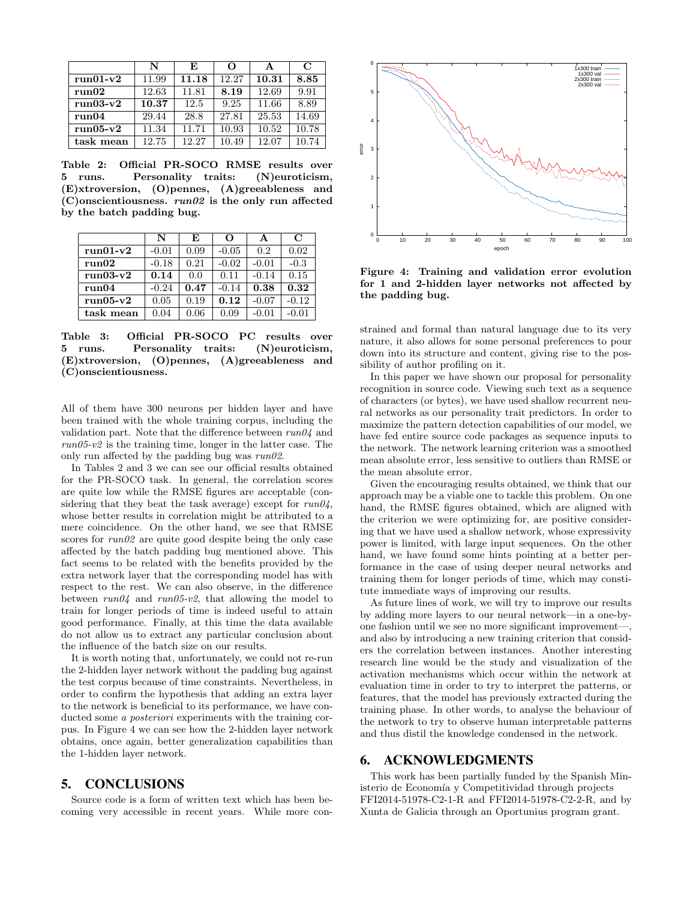|  | N | E | O | A | C |
|---|---|---|---|---|---|
| **run01-v2** | 11.99 | **11.18** | 12.27 | **10.31** | **8.85** |
| **run02** | 12.63 | 11.81 | **8.19** | 12.69 | 9.91 |
| **run03-v2** | **10.37** | 12.5 | 9.25 | 11.66 | 8.89 |
| **run04** | 29.44 | 28.8 | 27.81 | 25.53 | 14.69 |
| **run05-v2** | 11.34 | 11.71 | 10.93 | 10.52 | 10.78 |
| **task mean** | 12.75 | 12.27 | 10.49 | 12.07 | 10.74 |

**Table 2: Official PR-SOCO RMSE results over 5 runs. Personality traits: (N)euroticism, (E)xtroversion, (O)pennes, (A)greeableness and (C)onscientiousness. *run02* is the only run affected by the batch padding bug.**

|  | N | E | O | A | C |
|---|---|---|---|---|---|
| **run01-v2** | -0.01 | 0.09 | -0.05 | 0.2 | 0.02 |
| **run02** | -0.18 | 0.21 | -0.02 | -0.01 | -0.3 |
| **run03-v2** | **0.14** | 0.0 | 0.11 | -0.14 | 0.15 |
| **run04** | -0.24 | **0.47** | -0.14 | **0.38** | **0.32** |
| **run05-v2** | 0.05 | 0.19 | **0.12** | -0.07 | -0.12 |
| **task mean** | 0.04 | 0.06 | 0.09 | -0.01 | -0.01 |

**Table 3: Official PR-SOCO PC results over 5 runs. Personality traits: (N)euroticism, (E)xtroversion, (O)pennes, (A)greeableness and (C)onscientiousness.**

All of them have 300 neurons per hidden layer and have been trained with the whole training corpus, including the validation part. Note that the difference between *run04* and *run05-v2* is the training time, longer in the latter case. The only run affected by the padding bug was *run02*.

In Tables 2 and 3 we can see our official results obtained for the PR-SOCO task. In general, the correlation scores are quite low while the RMSE figures are acceptable (considering that they beat the task average) except for *run04*, whose better results in correlation might be attributed to a mere coincidence. On the other hand, we see that RMSE scores for *run02* are quite good despite being the only case affected by the batch padding bug mentioned above. This fact seems to be related with the benefits provided by the extra network layer that the corresponding model has with respect to the rest. We can also observe, in the difference between *run04* and *run05-v2*, that allowing the model to train for longer periods of time is indeed useful to attain good performance. Finally, at this time the data available do not allow us to extract any particular conclusion about the influence of the batch size on our results.

It is worth noting that, unfortunately, we could not re-run the 2-hidden layer network without the padding bug against the test corpus because of time constraints. Nevertheless, in order to confirm the hypothesis that adding an extra layer to the network is beneficial to its performance, we have conducted some *a posteriori* experiments with the training corpus. In Figure 4 we can see how the 2-hidden layer network obtains, once again, better generalization capabilities than the 1-hidden layer network.

**Figure 4: Training and validation error evolution for 1 and 2-hidden layer networks not affected by the padding bug.**

## 5. CONCLUSIONS

Source code is a form of written text which has been becoming very accessible in recent years. While more constrained and formal than natural language due to its very nature, it also allows for some personal preferences to pour down into its structure and content, giving rise to the possibility of author profiling on it.

In this paper we have shown our proposal for personality recognition in source code. Viewing such text as a sequence of characters (or bytes), we have used shallow recurrent neural networks as our personality trait predictors. In order to maximize the pattern detection capabilities of our model, we have fed entire source code packages as sequence inputs to the network. The network learning criterion was a smoothed mean absolute error, less sensitive to outliers than RMSE or the mean absolute error.

Given the encouraging results obtained, we think that our approach may be a viable one to tackle this problem. On one hand, the RMSE figures obtained, which are aligned with the criterion we were optimizing for, are positive considering that we have used a shallow network, whose expressivity power is limited, with large input sequences. On the other hand, we have found some hints pointing at a better performance in the case of using deeper neural networks and training them for longer periods of time, which may constitute immediate ways of improving our results.

As future lines of work, we will try to improve our results by adding more layers to our neural network—in a one-by-one fashion until we see no more significant improvement—, and also by introducing a new training criterion that considers the correlation between instances. Another interesting research line would be the study and visualization of the activation mechanisms which occur within the network at evaluation time in order to try to interpret the patterns, or features, that the model has previously extracted during the training phase. In other words, to analyse the behaviour of the network to try to observe human interpretable patterns and thus distil the knowledge condensed in the network.

## 6. ACKNOWLEDGMENTS

This work has been partially funded by the Spanish Ministerio de Economía y Competitividad through projects FFI2014-51978-C2-1-R and FFI2014-51978-C2-2-R, and by Xunta de Galicia through an Oportunius program grant.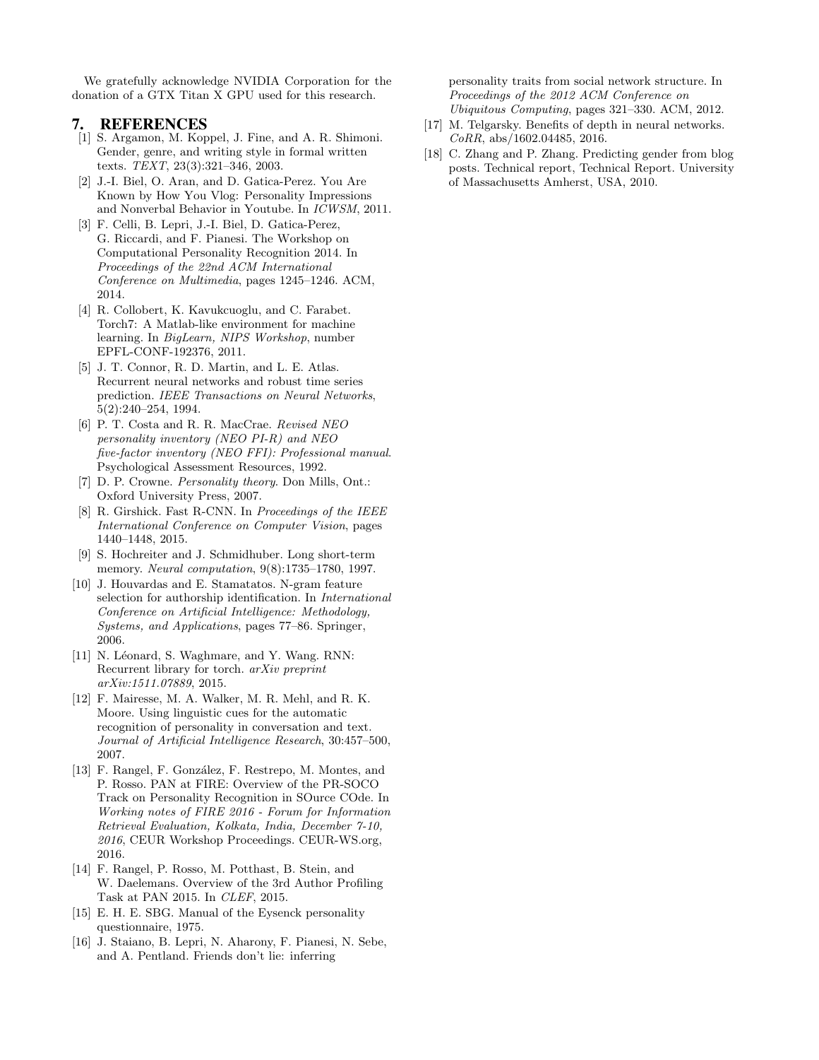We gratefully acknowledge NVIDIA Corporation for the donation of a GTX Titan X GPU used for this research.

## 7. REFERENCES

[1] S. Argamon, M. Koppel, J. Fine, and A. R. Shimoni. Gender, genre, and writing style in formal written texts. *TEXT*, 23(3):321–346, 2003.

[2] J.-I. Biel, O. Aran, and D. Gatica-Perez. You Are Known by How You Vlog: Personality Impressions and Nonverbal Behavior in Youtube. In *ICWSM*, 2011.

[3] F. Celli, B. Lepri, J.-I. Biel, D. Gatica-Perez, G. Riccardi, and F. Pianesi. The Workshop on Computational Personality Recognition 2014. In *Proceedings of the 22nd ACM International Conference on Multimedia*, pages 1245–1246. ACM, 2014.

[4] R. Collobert, K. Kavukcuoglu, and C. Farabet. Torch7: A Matlab-like environment for machine learning. In *BigLearn, NIPS Workshop*, number EPFL-CONF-192376, 2011.

[5] J. T. Connor, R. D. Martin, and L. E. Atlas. Recurrent neural networks and robust time series prediction. *IEEE Transactions on Neural Networks*, 5(2):240–254, 1994.

[6] P. T. Costa and R. R. MacCrae. *Revised NEO personality inventory (NEO PI-R) and NEO five-factor inventory (NEO FFI): Professional manual*. Psychological Assessment Resources, 1992.

[7] D. P. Crowne. *Personality theory*. Don Mills, Ont.: Oxford University Press, 2007.

[8] R. Girshick. Fast R-CNN. In *Proceedings of the IEEE International Conference on Computer Vision*, pages 1440–1448, 2015.

[9] S. Hochreiter and J. Schmidhuber. Long short-term memory. *Neural computation*, 9(8):1735–1780, 1997.

[10] J. Houvardas and E. Stamatatos. N-gram feature selection for authorship identification. In *International Conference on Artificial Intelligence: Methodology, Systems, and Applications*, pages 77–86. Springer, 2006.

[11] N. Léonard, S. Waghmare, and Y. Wang. RNN: Recurrent library for torch. *arXiv preprint arXiv:1511.07889*, 2015.

[12] F. Mairesse, M. A. Walker, M. R. Mehl, and R. K. Moore. Using linguistic cues for the automatic recognition of personality in conversation and text. *Journal of Artificial Intelligence Research*, 30:457–500, 2007.

[13] F. Rangel, F. González, F. Restrepo, M. Montes, and P. Rosso. PAN at FIRE: Overview of the PR-SOCO Track on Personality Recognition in SOurce COde. In *Working notes of FIRE 2016 - Forum for Information Retrieval Evaluation, Kolkata, India, December 7-10, 2016*, CEUR Workshop Proceedings. CEUR-WS.org, 2016.

[14] F. Rangel, P. Rosso, M. Potthast, B. Stein, and W. Daelemans. Overview of the 3rd Author Profiling Task at PAN 2015. In *CLEF*, 2015.

[15] E. H. E. SBG. Manual of the Eysenck personality questionnaire, 1975.

[16] J. Staiano, B. Lepri, N. Aharony, F. Pianesi, N. Sebe, and A. Pentland. Friends don't lie: inferring personality traits from social network structure. In *Proceedings of the 2012 ACM Conference on Ubiquitous Computing*, pages 321–330. ACM, 2012.

[17] M. Telgarsky. Benefits of depth in neural networks. *CoRR*, abs/1602.04485, 2016.

[18] C. Zhang and P. Zhang. Predicting gender from blog posts. Technical report, Technical Report. University of Massachusetts Amherst, USA, 2010.